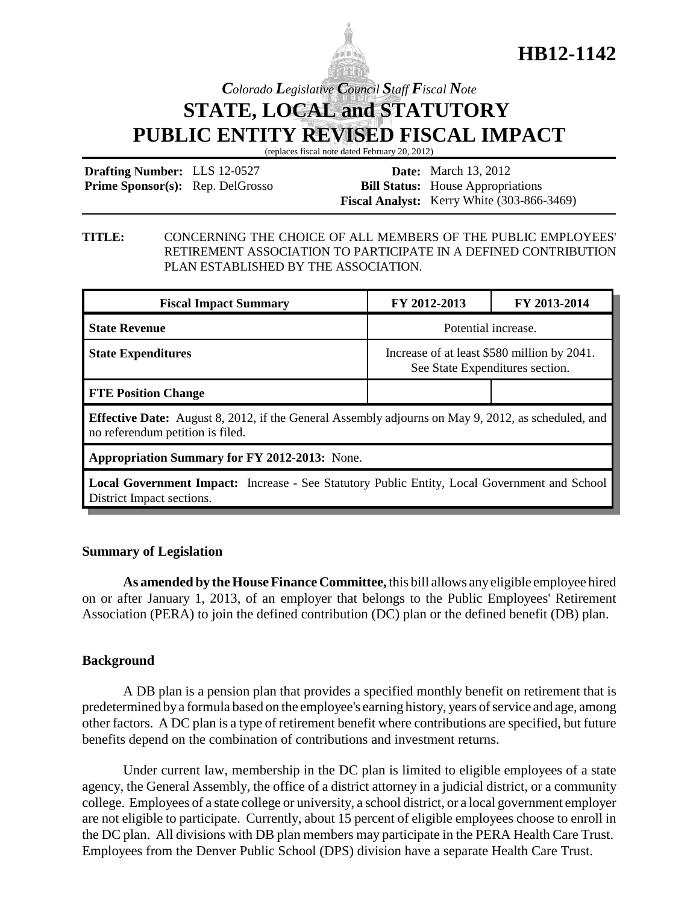# HB12-1142

*Colorado Legislative Council Staff Fiscal Note*

## STATE, LOCAL and STATUTORY PUBLIC ENTITY REVISED FISCAL IMPACT

(replaces fiscal note dated February 20, 2012)

**Drafting Number:** LLS 12-0527
**Prime Sponsor(s):** Rep. DelGrosso

**Date:** March 13, 2012
**Bill Status:** House Appropriations
**Fiscal Analyst:** Kerry White (303-866-3469)

**TITLE:** CONCERNING THE CHOICE OF ALL MEMBERS OF THE PUBLIC EMPLOYEES' RETIREMENT ASSOCIATION TO PARTICIPATE IN A DEFINED CONTRIBUTION PLAN ESTABLISHED BY THE ASSOCIATION.

| Fiscal Impact Summary | FY 2012-2013 | FY 2013-2014 |
|---|---|---|
| **State Revenue** | Potential increase. | |
| **State Expenditures** | Increase of at least $580 million by 2041. See State Expenditures section. | |
| **FTE Position Change** | | |
| **Effective Date:** August 8, 2012, if the General Assembly adjourns on May 9, 2012, as scheduled, and no referendum petition is filed. | | |
| **Appropriation Summary for FY 2012-2013:** None. | | |
| **Local Government Impact:** Increase - See Statutory Public Entity, Local Government and School District Impact sections. | | |

### Summary of Legislation

**As amended by the House Finance Committee,** this bill allows any eligible employee hired on or after January 1, 2013, of an employer that belongs to the Public Employees' Retirement Association (PERA) to join the defined contribution (DC) plan or the defined benefit (DB) plan.

### Background

A DB plan is a pension plan that provides a specified monthly benefit on retirement that is predetermined by a formula based on the employee's earning history, years of service and age, among other factors. A DC plan is a type of retirement benefit where contributions are specified, but future benefits depend on the combination of contributions and investment returns.

Under current law, membership in the DC plan is limited to eligible employees of a state agency, the General Assembly, the office of a district attorney in a judicial district, or a community college. Employees of a state college or university, a school district, or a local government employer are not eligible to participate. Currently, about 15 percent of eligible employees choose to enroll in the DC plan. All divisions with DB plan members may participate in the PERA Health Care Trust. Employees from the Denver Public School (DPS) division have a separate Health Care Trust.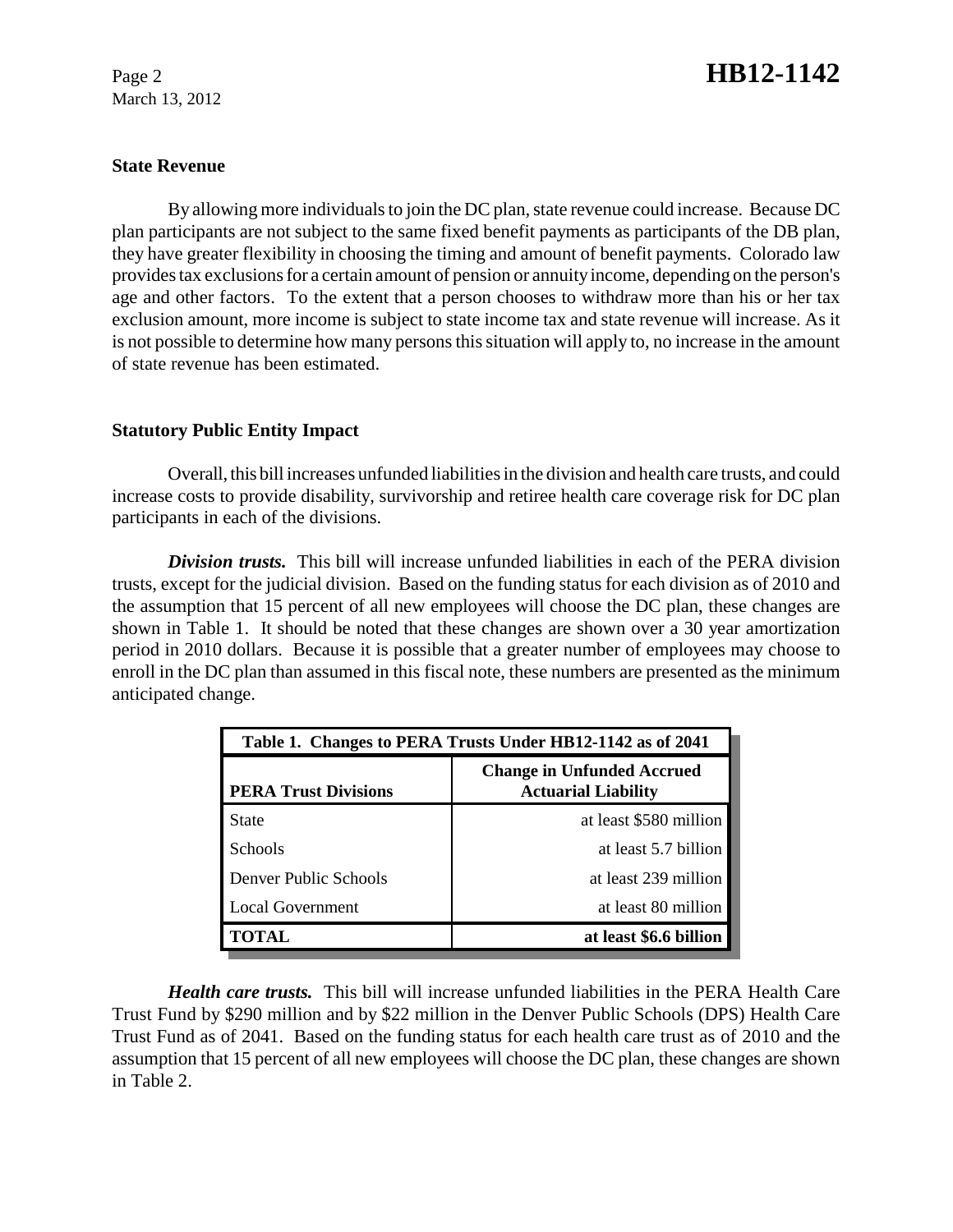## State Revenue

By allowing more individuals to join the DC plan, state revenue could increase. Because DC plan participants are not subject to the same fixed benefit payments as participants of the DB plan, they have greater flexibility in choosing the timing and amount of benefit payments. Colorado law provides tax exclusions for a certain amount of pension or annuity income, depending on the person's age and other factors. To the extent that a person chooses to withdraw more than his or her tax exclusion amount, more income is subject to state income tax and state revenue will increase. As it is not possible to determine how many persons this situation will apply to, no increase in the amount of state revenue has been estimated.

## Statutory Public Entity Impact

Overall, this bill increases unfunded liabilities in the division and health care trusts, and could increase costs to provide disability, survivorship and retiree health care coverage risk for DC plan participants in each of the divisions.

***Division trusts.*** This bill will increase unfunded liabilities in each of the PERA division trusts, except for the judicial division. Based on the funding status for each division as of 2010 and the assumption that 15 percent of all new employees will choose the DC plan, these changes are shown in Table 1. It should be noted that these changes are shown over a 30 year amortization period in 2010 dollars. Because it is possible that a greater number of employees may choose to enroll in the DC plan than assumed in this fiscal note, these numbers are presented as the minimum anticipated change.

| Table 1. Changes to PERA Trusts Under HB12-1142 as of 2041 | |
|---|---|
| **PERA Trust Divisions** | **Change in Unfunded Accrued Actuarial Liability** |
| State | at least $580 million |
| Schools | at least 5.7 billion |
| Denver Public Schools | at least 239 million |
| Local Government | at least 80 million |
| **TOTAL** | **at least $6.6 billion** |

***Health care trusts.*** This bill will increase unfunded liabilities in the PERA Health Care Trust Fund by $290 million and by $22 million in the Denver Public Schools (DPS) Health Care Trust Fund as of 2041. Based on the funding status for each health care trust as of 2010 and the assumption that 15 percent of all new employees will choose the DC plan, these changes are shown in Table 2.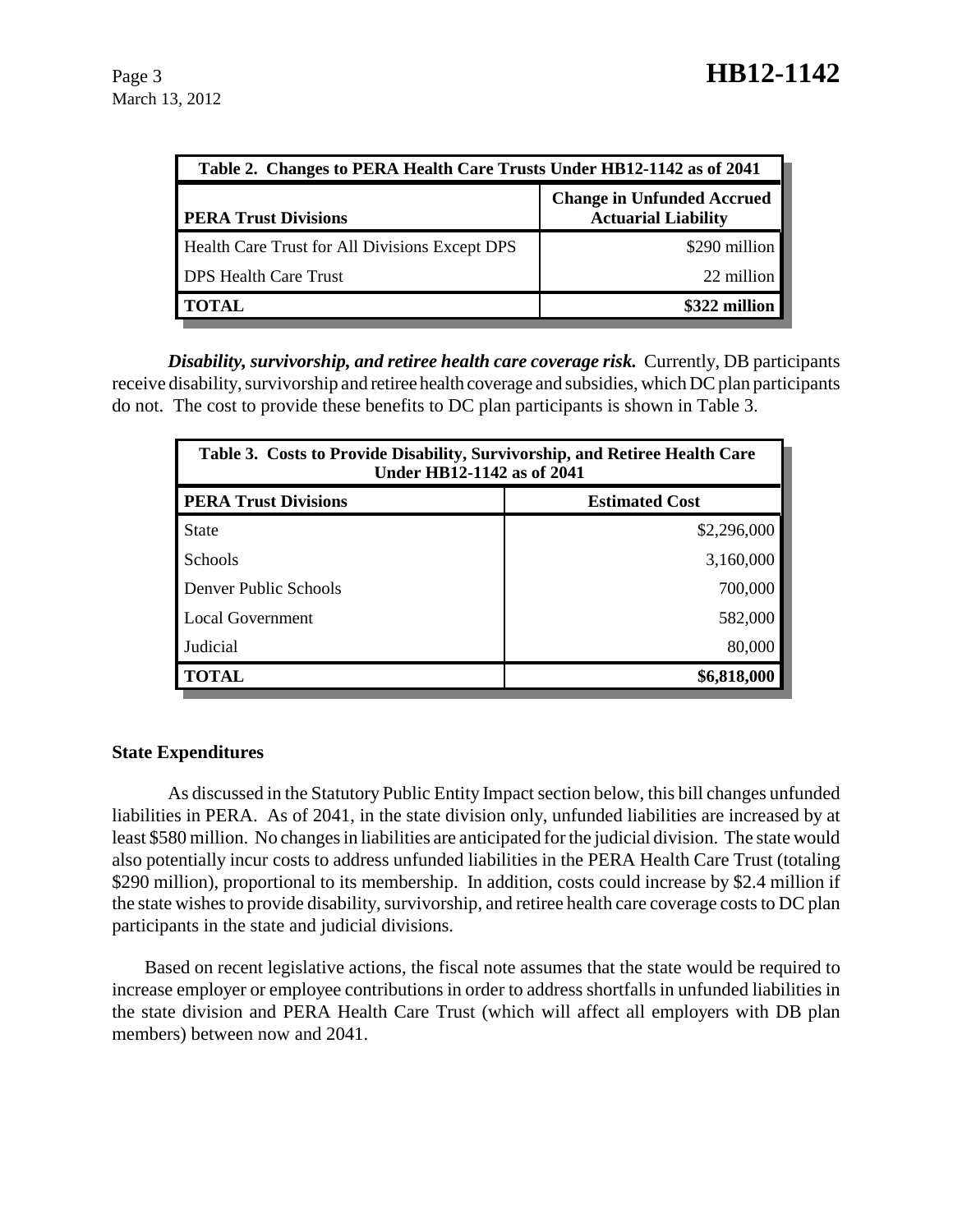| Table 2. Changes to PERA Health Care Trusts Under HB12-1142 as of 2041 | |
|---|---|
| **PERA Trust Divisions** | **Change in Unfunded Accrued Actuarial Liability** |
| Health Care Trust for All Divisions Except DPS | $290 million |
| DPS Health Care Trust | 22 million |
| **TOTAL** | **$322 million** |

***Disability, survivorship, and retiree health care coverage risk.*** Currently, DB participants receive disability, survivorship and retiree health coverage and subsidies, which DC plan participants do not. The cost to provide these benefits to DC plan participants is shown in Table 3.

| Table 3. Costs to Provide Disability, Survivorship, and Retiree Health Care Under HB12-1142 as of 2041 | |
|---|---|
| **PERA Trust Divisions** | **Estimated Cost** |
| State | $2,296,000 |
| Schools | 3,160,000 |
| Denver Public Schools | 700,000 |
| Local Government | 582,000 |
| Judicial | 80,000 |
| **TOTAL** | **$6,818,000** |

### State Expenditures

As discussed in the Statutory Public Entity Impact section below, this bill changes unfunded liabilities in PERA. As of 2041, in the state division only, unfunded liabilities are increased by at least $580 million. No changes in liabilities are anticipated for the judicial division. The state would also potentially incur costs to address unfunded liabilities in the PERA Health Care Trust (totaling $290 million), proportional to its membership. In addition, costs could increase by $2.4 million if the state wishes to provide disability, survivorship, and retiree health care coverage costs to DC plan participants in the state and judicial divisions.

Based on recent legislative actions, the fiscal note assumes that the state would be required to increase employer or employee contributions in order to address shortfalls in unfunded liabilities in the state division and PERA Health Care Trust (which will affect all employers with DB plan members) between now and 2041.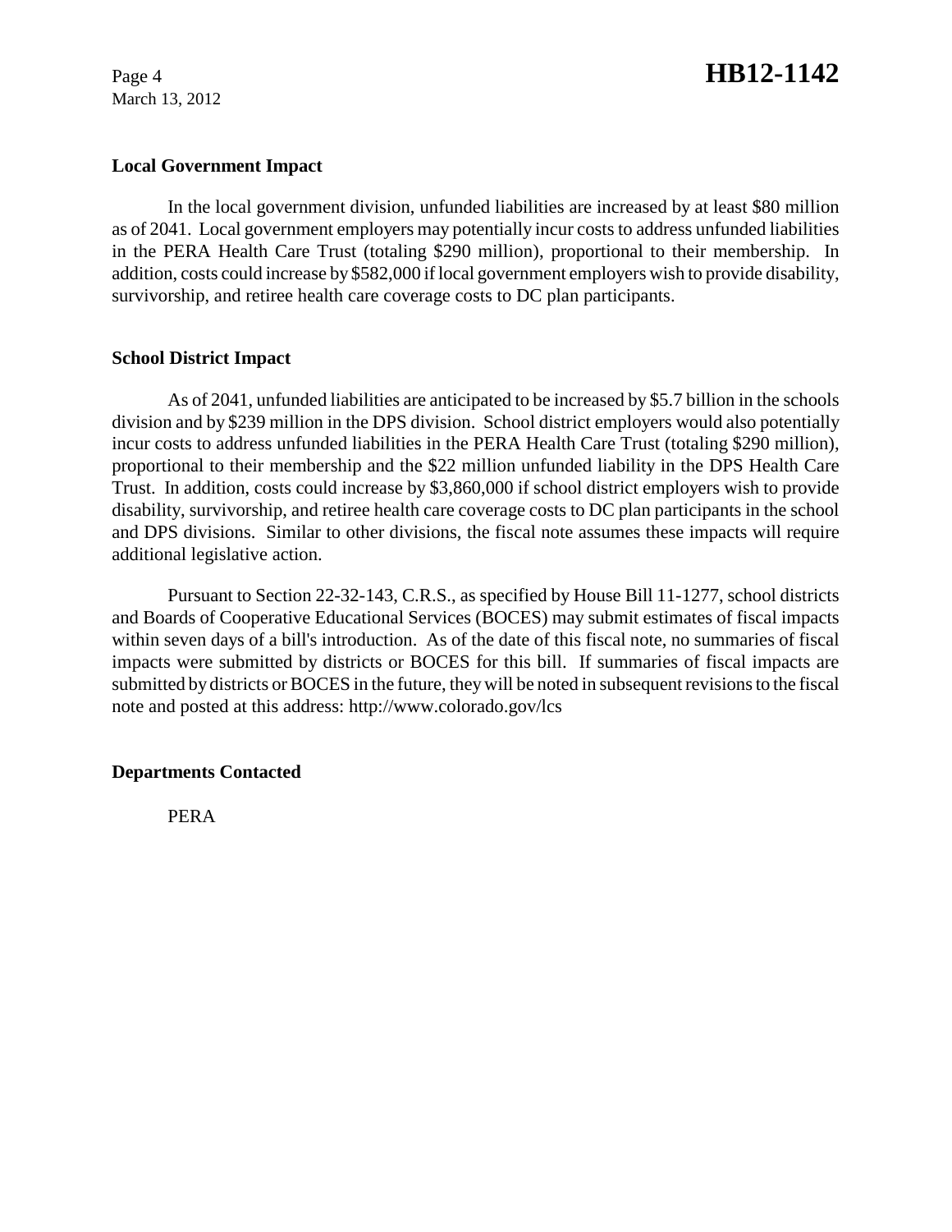**Local Government Impact**

In the local government division, unfunded liabilities are increased by at least $80 million as of 2041. Local government employers may potentially incur costs to address unfunded liabilities in the PERA Health Care Trust (totaling $290 million), proportional to their membership. In addition, costs could increase by $582,000 if local government employers wish to provide disability, survivorship, and retiree health care coverage costs to DC plan participants.

**School District Impact**

As of 2041, unfunded liabilities are anticipated to be increased by $5.7 billion in the schools division and by $239 million in the DPS division. School district employers would also potentially incur costs to address unfunded liabilities in the PERA Health Care Trust (totaling $290 million), proportional to their membership and the $22 million unfunded liability in the DPS Health Care Trust. In addition, costs could increase by $3,860,000 if school district employers wish to provide disability, survivorship, and retiree health care coverage costs to DC plan participants in the school and DPS divisions. Similar to other divisions, the fiscal note assumes these impacts will require additional legislative action.

Pursuant to Section 22-32-143, C.R.S., as specified by House Bill 11-1277, school districts and Boards of Cooperative Educational Services (BOCES) may submit estimates of fiscal impacts within seven days of a bill's introduction. As of the date of this fiscal note, no summaries of fiscal impacts were submitted by districts or BOCES for this bill. If summaries of fiscal impacts are submitted by districts or BOCES in the future, they will be noted in subsequent revisions to the fiscal note and posted at this address: http://www.colorado.gov/lcs

**Departments Contacted**

PERA